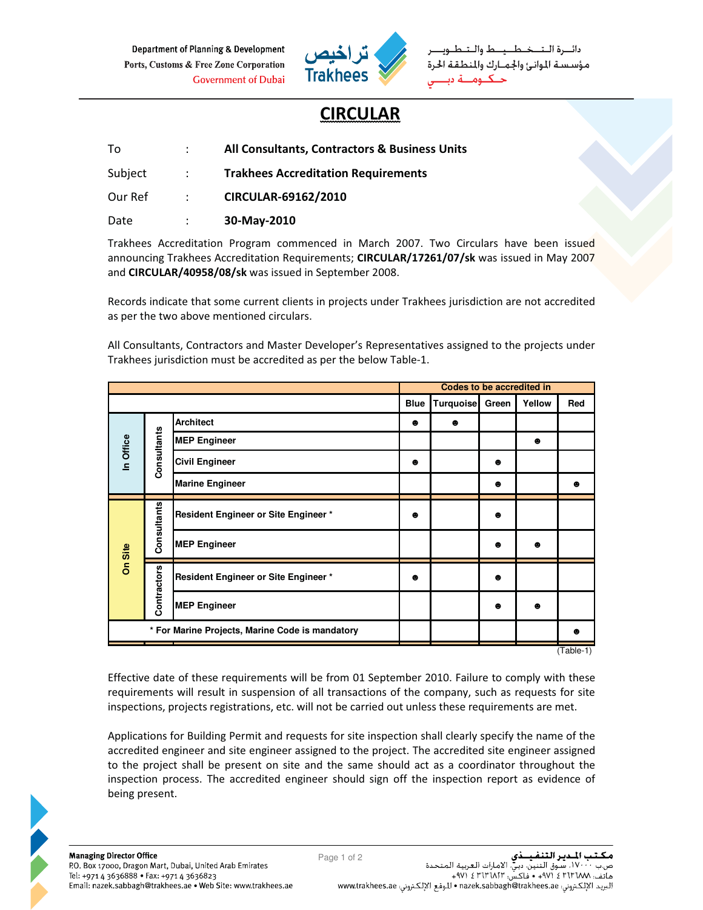Department of Planning & Development
Ports, Customs & Free Zone Corporation
Government of Dubai

تراخيص
Trakhees

دائـرة الـتـخـطـيـط والـتـطـويـر
مؤسسة الموانئ والجمارك والمنطقة الحرة
حكـومـة دبـي

# CIRCULAR

| | | |
|---|---|---|
| To | : | **All Consultants, Contractors & Business Units** |
| Subject | : | **Trakhees Accreditation Requirements** |
| Our Ref | : | **CIRCULAR-69162/2010** |
| Date | : | **30-May-2010** |

Trakhees Accreditation Program commenced in March 2007. Two Circulars have been issued announcing Trakhees Accreditation Requirements; **CIRCULAR/17261/07/sk** was issued in May 2007 and **CIRCULAR/40958/08/sk** was issued in September 2008.

Records indicate that some current clients in projects under Trakhees jurisdiction are not accredited as per the two above mentioned circulars.

All Consultants, Contractors and Master Developer's Representatives assigned to the projects under Trakhees jurisdiction must be accredited as per the below Table-1.

| | | | Codes to be accredited in | | | | |
|---|---|---|---|---|---|---|---|
| | | | **Blue** | **Turquoise** | **Green** | **Yellow** | **Red** |
| In Office | Consultants | **Architect** | ☻ | ☻ | | | |
| | | **MEP Engineer** | | | | ☻ | |
| | | **Civil Engineer** | ☻ | | ☻ | | |
| | | **Marine Engineer** | | | ☻ | | ☻ |
| On Site | Consultants | **Resident Engineer or Site Engineer *** | ☻ | | ☻ | | |
| | | **MEP Engineer** | | | ☻ | ☻ | |
| | Contractors | **Resident Engineer or Site Engineer *** | ☻ | | ☻ | | |
| | | **MEP Engineer** | | | ☻ | ☻ | |
| **\* For Marine Projects, Marine Code is mandatory** | | | | | | | ☻ |

(Table-1)

Effective date of these requirements will be from 01 September 2010. Failure to comply with these requirements will result in suspension of all transactions of the company, such as requests for site inspections, projects registrations, etc. will not be carried out unless these requirements are met.

Applications for Building Permit and requests for site inspection shall clearly specify the name of the accredited engineer and site engineer assigned to the project. The accredited site engineer assigned to the project shall be present on site and the same should act as a coordinator throughout the inspection process. The accredited engineer should sign off the inspection report as evidence of being present.

**Managing Director Office**
P.O. Box 17000, Dragon Mart, Dubai, United Arab Emirates
Tel: +971 4 3636888 • Fax: +971 4 3636823
Email: nazek.sabbagh@trakhees.ae • Web Site: www.trakhees.ae

**مكتب المدير التنفيذي**
ص.ب ١٧٠٠٠، سوق التنين، دبي، الامارات العربية المتحدة
هاتف: ٣٦٣٦٨٨٨ ٤ ٩٧١+ • فاكس: ٣٦٣٦٨٢٣ ٤ ٩٧١+
البريد الإلكتروني: nazek.sabbagh@trakhees.ae • الموقع الإلكتروني: www.trakhees.ae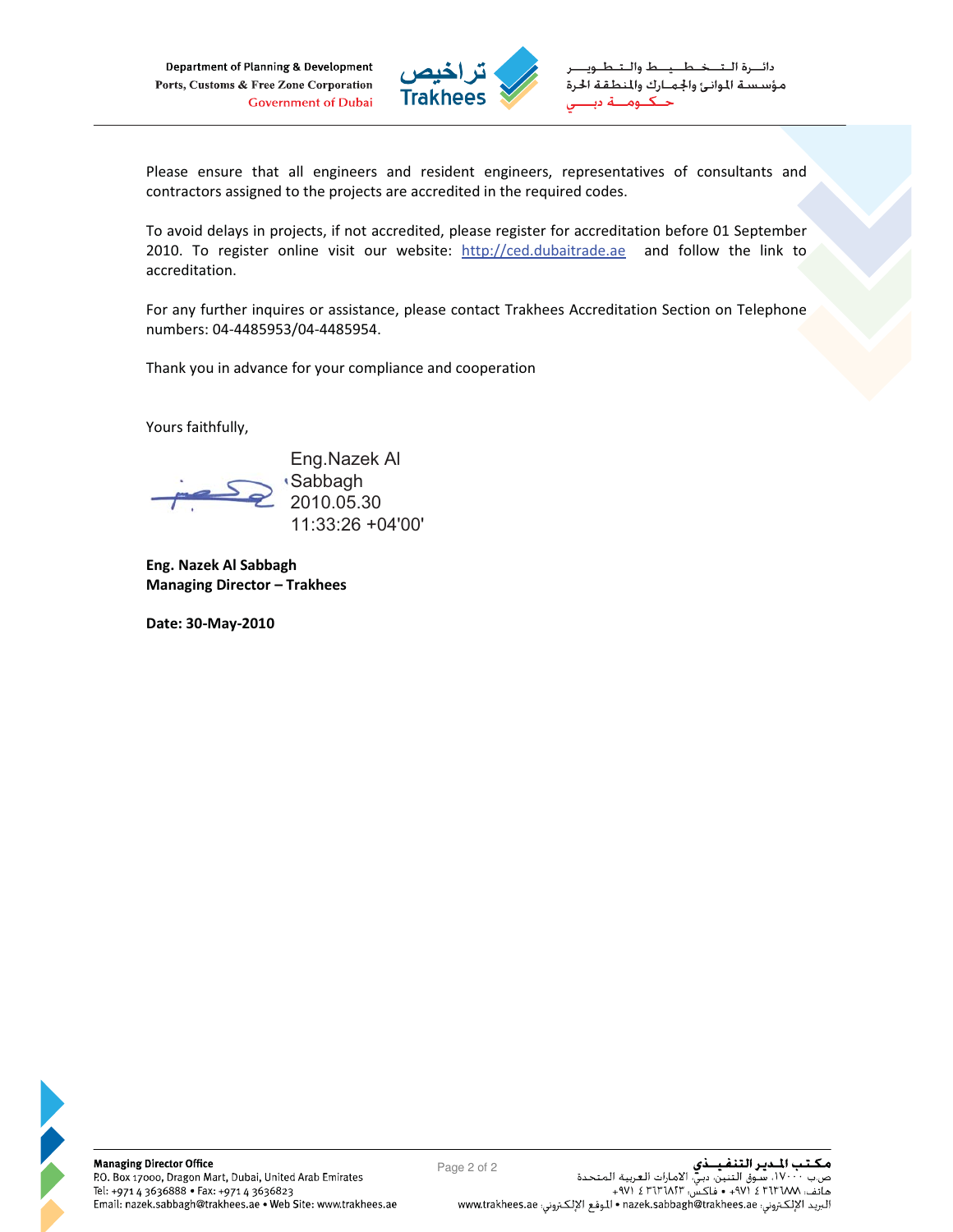Please ensure that all engineers and resident engineers, representatives of consultants and contractors assigned to the projects are accredited in the required codes.

To avoid delays in projects, if not accredited, please register for accreditation before 01 September 2010. To register online visit our website: http://ced.dubaitrade.ae and follow the link to accreditation.

For any further inquires or assistance, please contact Trakhees Accreditation Section on Telephone numbers: 04-4485953/04-4485954.

Thank you in advance for your compliance and cooperation

Yours faithfully,

Eng.Nazek Al Sabbagh
2010.05.30
11:33:26 +04'00'

**Eng. Nazek Al Sabbagh**
**Managing Director – Trakhees**

**Date: 30-May-2010**